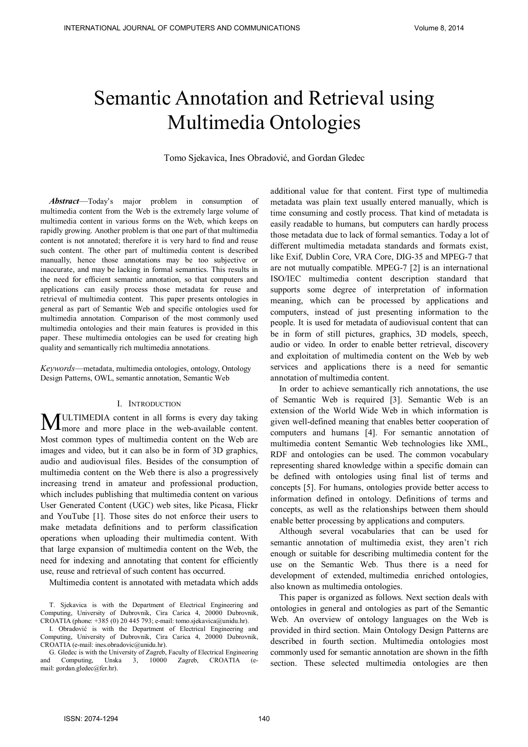# Semantic Annotation and Retrieval using Multimedia Ontologies

Tomo Sjekavica, Ines Obradović, and Gordan Gledec

***Abstract*****—**Today's major problem in consumption of multimedia content from the Web is the extremely large volume of multimedia content in various forms on the Web, which keeps on rapidly growing. Another problem is that one part of that multimedia content is not annotated; therefore it is very hard to find and reuse such content. The other part of multimedia content is described manually, hence those annotations may be too subjective or inaccurate, and may be lacking in formal semantics. This results in the need for efficient semantic annotation, so that computers and applications can easily process those metadata for reuse and retrieval of multimedia content. This paper presents ontologies in general as part of Semantic Web and specific ontologies used for multimedia annotation. Comparison of the most commonly used multimedia ontologies and their main features is provided in this paper. These multimedia ontologies can be used for creating high quality and semantically rich multimedia annotations.

*Keywords*—metadata, multimedia ontologies, ontology, Ontology Design Patterns, OWL, semantic annotation, Semantic Web

## I. Introduction

Multimedia content in all forms is every day taking more and more place in the web-available content. Most common types of multimedia content on the Web are images and video, but it can also be in form of 3D graphics, audio and audiovisual files. Besides of the consumption of multimedia content on the Web there is also a progressively increasing trend in amateur and professional production, which includes publishing that multimedia content on various User Generated Content (UGC) web sites, like Picasa, Flickr and YouTube [1]. Those sites do not enforce their users to make metadata definitions and to perform classification operations when uploading their multimedia content. With that large expansion of multimedia content on the Web, the need for indexing and annotating that content for efficiently use, reuse and retrieval of such content has occurred.

Multimedia content is annotated with metadata which adds additional value for that content. First type of multimedia metadata was plain text usually entered manually, which is time consuming and costly process. That kind of metadata is easily readable to humans, but computers can hardly process those metadata due to lack of formal semantics. Today a lot of different multimedia metadata standards and formats exist, like Exif, Dublin Core, VRA Core, DIG-35 and MPEG-7 that are not mutually compatible. MPEG-7 [2] is an international ISO/IEC multimedia content description standard that supports some degree of interpretation of information meaning, which can be processed by applications and computers, instead of just presenting information to the people. It is used for metadata of audiovisual content that can be in form of still pictures, graphics, 3D models, speech, audio or video. In order to enable better retrieval, discovery and exploitation of multimedia content on the Web by web services and applications there is a need for semantic annotation of multimedia content.

In order to achieve semantically rich annotations, the use of Semantic Web is required [3]. Semantic Web is an extension of the World Wide Web in which information is given well-defined meaning that enables better cooperation of computers and humans [4]. For semantic annotation of multimedia content Semantic Web technologies like XML, RDF and ontologies can be used. The common vocabulary representing shared knowledge within a specific domain can be defined with ontologies using final list of terms and concepts [5]. For humans, ontologies provide better access to information defined in ontology. Definitions of terms and concepts, as well as the relationships between them should enable better processing by applications and computers.

Although several vocabularies that can be used for semantic annotation of multimedia exist, they aren't rich enough or suitable for describing multimedia content for the use on the Semantic Web. Thus there is a need for development of extended, multimedia enriched ontologies, also known as multimedia ontologies.

This paper is organized as follows. Next section deals with ontologies in general and ontologies as part of the Semantic Web. An overview of ontology languages on the Web is provided in third section. Main Ontology Design Patterns are described in fourth section. Multimedia ontologies most commonly used for semantic annotation are shown in the fifth section. These selected multimedia ontologies are then

T. Sjekavica is with the Department of Electrical Engineering and Computing, University of Dubrovnik, Cira Carica 4, 20000 Dubrovnik, CROATIA (phone: +385 (0) 20 445 793; e-mail: tomo.sjekavica@unidu.hr).

I. Obradović is with the Department of Electrical Engineering and Computing, University of Dubrovnik, Cira Carica 4, 20000 Dubrovnik, CROATIA (e-mail: ines.obradovic@unidu.hr).

G. Gledec is with the University of Zagreb, Faculty of Electrical Engineering and Computing, Unska 3, 10000 Zagreb, CROATIA (e-mail: gordan.gledec@fer.hr).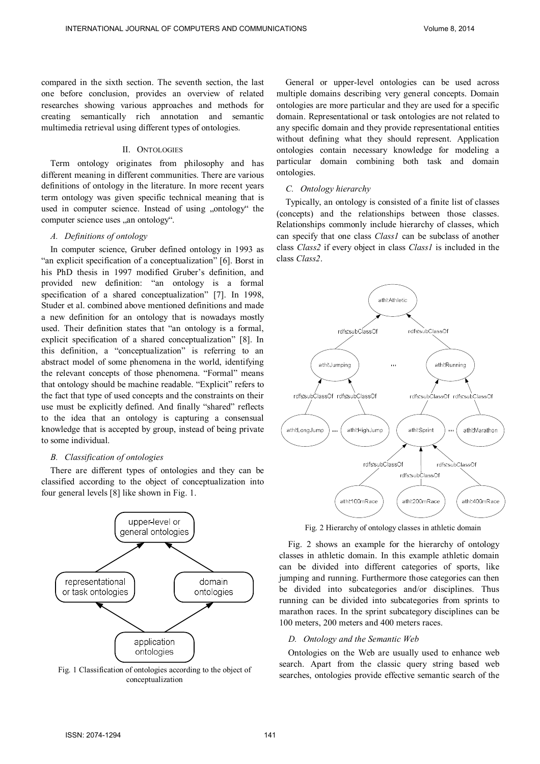compared in the sixth section. The seventh section, the last one before conclusion, provides an overview of related researches showing various approaches and methods for creating semantically rich annotation and semantic multimedia retrieval using different types of ontologies.

## II. Ontologies

Term ontology originates from philosophy and has different meaning in different communities. There are various definitions of ontology in the literature. In more recent years term ontology was given specific technical meaning that is used in computer science. Instead of using „ontology“ the computer science uses „an ontology“.

### A. Definitions of ontology

In computer science, Gruber defined ontology in 1993 as "an explicit specification of a conceptualization" [6]. Borst in his PhD thesis in 1997 modified Gruber's definition, and provided new definition: "an ontology is a formal specification of a shared conceptualization" [7]. In 1998, Studer et al. combined above mentioned definitions and made a new definition for an ontology that is nowadays mostly used. Their definition states that "an ontology is a formal, explicit specification of a shared conceptualization" [8]. In this definition, a "conceptualization" is referring to an abstract model of some phenomena in the world, identifying the relevant concepts of those phenomena. "Formal" means that ontology should be machine readable. "Explicit" refers to the fact that type of used concepts and the constraints on their use must be explicitly defined. And finally "shared" reflects to the idea that an ontology is capturing a consensual knowledge that is accepted by group, instead of being private to some individual.

### B. Classification of ontologies

There are different types of ontologies and they can be classified according to the object of conceptualization into four general levels [8] like shown in Fig. 1.

Fig. 1 Classification of ontologies according to the object of conceptualization

General or upper-level ontologies can be used across multiple domains describing very general concepts. Domain ontologies are more particular and they are used for a specific domain. Representational or task ontologies are not related to any specific domain and they provide representational entities without defining what they should represent. Application ontologies contain necessary knowledge for modeling a particular domain combining both task and domain ontologies.

### C. Ontology hierarchy

Typically, an ontology is consisted of a finite list of classes (concepts) and the relationships between those classes. Relationships commonly include hierarchy of classes, which can specify that one class *Class1* can be subclass of another class *Class2* if every object in class *Class1* is included in the class *Class2*.

Fig. 2 Hierarchy of ontology classes in athletic domain

Fig. 2 shows an example for the hierarchy of ontology classes in athletic domain. In this example athletic domain can be divided into different categories of sports, like jumping and running. Furthermore those categories can then be divided into subcategories and/or disciplines. Thus running can be divided into subcategories from sprints to marathon races. In the sprint subcategory disciplines can be 100 meters, 200 meters and 400 meters races.

### D. Ontology and the Semantic Web

Ontologies on the Web are usually used to enhance web search. Apart from the classic query string based web searches, ontologies provide effective semantic search of the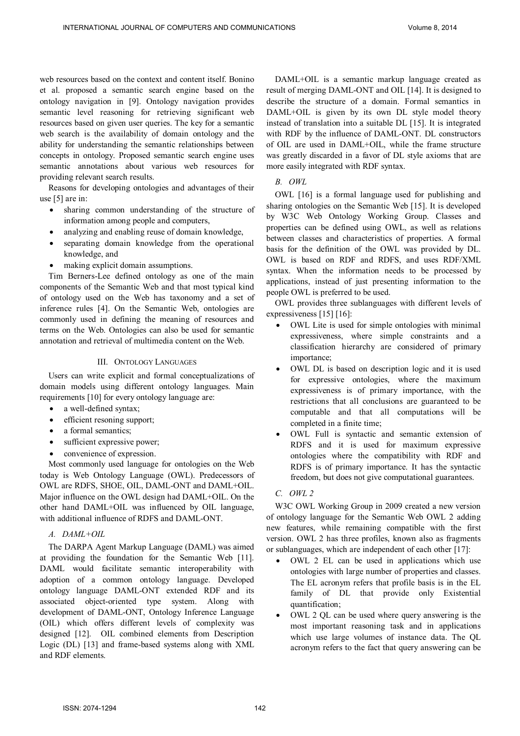web resources based on the context and content itself. Bonino et al. proposed a semantic search engine based on the ontology navigation in [9]. Ontology navigation provides semantic level reasoning for retrieving significant web resources based on given user queries. The key for a semantic web search is the availability of domain ontology and the ability for understanding the semantic relationships between concepts in ontology. Proposed semantic search engine uses semantic annotations about various web resources for providing relevant search results.

Reasons for developing ontologies and advantages of their use [5] are in:

- sharing common understanding of the structure of information among people and computers,
- analyzing and enabling reuse of domain knowledge,
- separating domain knowledge from the operational knowledge, and
- making explicit domain assumptions.

Tim Berners-Lee defined ontology as one of the main components of the Semantic Web and that most typical kind of ontology used on the Web has taxonomy and a set of inference rules [4]. On the Semantic Web, ontologies are commonly used in defining the meaning of resources and terms on the Web. Ontologies can also be used for semantic annotation and retrieval of multimedia content on the Web.

## III. Ontology Languages

Users can write explicit and formal conceptualizations of domain models using different ontology languages. Main requirements [10] for every ontology language are:

- a well-defined syntax;
- efficient resoning support;
- a formal semantics;
- sufficient expressive power;
- convenience of expression.

Most commonly used language for ontologies on the Web today is Web Ontology Language (OWL). Predecessors of OWL are RDFS, SHOE, OIL, DAML-ONT and DAML+OIL. Major influence on the OWL design had DAML+OIL. On the other hand DAML+OIL was influenced by OIL language, with additional influence of RDFS and DAML-ONT.

### *A. DAML+OIL*

The DARPA Agent Markup Language (DAML) was aimed at providing the foundation for the Semantic Web [11]. DAML would facilitate semantic interoperability with adoption of a common ontology language. Developed ontology language DAML-ONT extended RDF and its associated object-oriented type system. Along with development of DAML-ONT, Ontology Inference Language (OIL) which offers different levels of complexity was designed [12]. OIL combined elements from Description Logic (DL) [13] and frame-based systems along with XML and RDF elements.

DAML+OIL is a semantic markup language created as result of merging DAML-ONT and OIL [14]. It is designed to describe the structure of a domain. Formal semantics in DAML+OIL is given by its own DL style model theory instead of translation into a suitable DL [15]. It is integrated with RDF by the influence of DAML-ONT. DL constructors of OIL are used in DAML+OIL, while the frame structure was greatly discarded in a favor of DL style axioms that are more easily integrated with RDF syntax.

### *B. OWL*

OWL [16] is a formal language used for publishing and sharing ontologies on the Semantic Web [15]. It is developed by W3C Web Ontology Working Group. Classes and properties can be defined using OWL, as well as relations between classes and characteristics of properties. A formal basis for the definition of the OWL was provided by DL. OWL is based on RDF and RDFS, and uses RDF/XML syntax. When the information needs to be processed by applications, instead of just presenting information to the people OWL is preferred to be used.

OWL provides three sublanguages with different levels of expressiveness [15] [16]:

- OWL Lite is used for simple ontologies with minimal expressiveness, where simple constraints and a classification hierarchy are considered of primary importance;
- OWL DL is based on description logic and it is used for expressive ontologies, where the maximum expressiveness is of primary importance, with the restrictions that all conclusions are guaranteed to be computable and that all computations will be completed in a finite time;
- OWL Full is syntactic and semantic extension of RDFS and it is used for maximum expressive ontologies where the compatibility with RDF and RDFS is of primary importance. It has the syntactic freedom, but does not give computational guarantees.

### *C. OWL 2*

W3C OWL Working Group in 2009 created a new version of ontology language for the Semantic Web OWL 2 adding new features, while remaining compatible with the first version. OWL 2 has three profiles, known also as fragments or sublanguages, which are independent of each other [17]:

- OWL 2 EL can be used in applications which use ontologies with large number of properties and classes. The EL acronym refers that profile basis is in the EL family of DL that provide only Existential quantification;
- OWL 2 QL can be used where query answering is the most important reasoning task and in applications which use large volumes of instance data. The QL acronym refers to the fact that query answering can be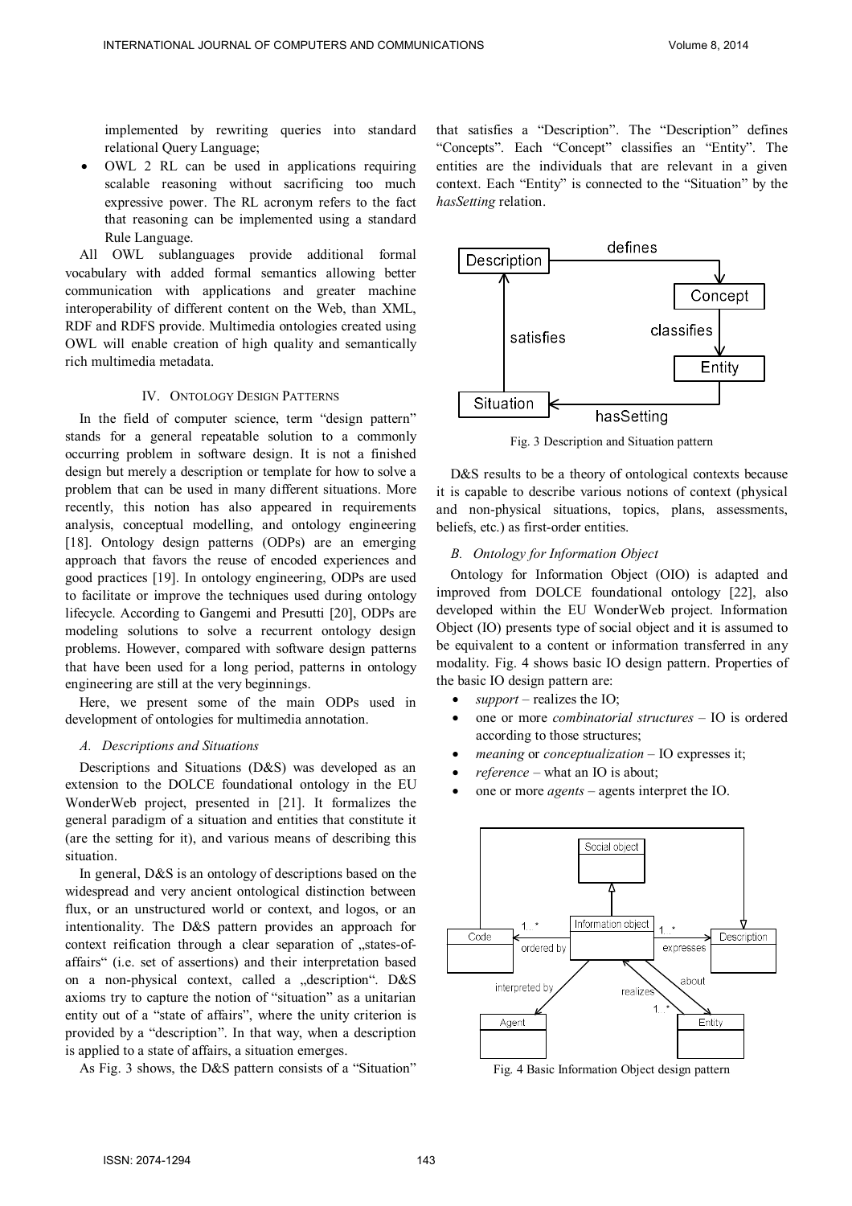implemented by rewriting queries into standard relational Query Language;

- OWL 2 RL can be used in applications requiring scalable reasoning without sacrificing too much expressive power. The RL acronym refers to the fact that reasoning can be implemented using a standard Rule Language.

All OWL sublanguages provide additional formal vocabulary with added formal semantics allowing better communication with applications and greater machine interoperability of different content on the Web, than XML, RDF and RDFS provide. Multimedia ontologies created using OWL will enable creation of high quality and semantically rich multimedia metadata.

## IV. Ontology Design Patterns

In the field of computer science, term "design pattern" stands for a general repeatable solution to a commonly occurring problem in software design. It is not a finished design but merely a description or template for how to solve a problem that can be used in many different situations. More recently, this notion has also appeared in requirements analysis, conceptual modelling, and ontology engineering [18]. Ontology design patterns (ODPs) are an emerging approach that favors the reuse of encoded experiences and good practices [19]. In ontology engineering, ODPs are used to facilitate or improve the techniques used during ontology lifecycle. According to Gangemi and Presutti [20], ODPs are modeling solutions to solve a recurrent ontology design problems. However, compared with software design patterns that have been used for a long period, patterns in ontology engineering are still at the very beginnings.

Here, we present some of the main ODPs used in development of ontologies for multimedia annotation.

### A. Descriptions and Situations

Descriptions and Situations (D&S) was developed as an extension to the DOLCE foundational ontology in the EU WonderWeb project, presented in [21]. It formalizes the general paradigm of a situation and entities that constitute it (are the setting for it), and various means of describing this situation.

In general, D&S is an ontology of descriptions based on the widespread and very ancient ontological distinction between flux, or an unstructured world or context, and logos, or an intentionality. The D&S pattern provides an approach for context reification through a clear separation of „states-of-affairs" (i.e. set of assertions) and their interpretation based on a non-physical context, called a „description". D&S axioms try to capture the notion of "situation" as a unitarian entity out of a "state of affairs", where the unity criterion is provided by a "description". In that way, when a description is applied to a state of affairs, a situation emerges.

As Fig. 3 shows, the D&S pattern consists of a "Situation" that satisfies a "Description". The "Description" defines "Concepts". Each "Concept" classifies an "Entity". The entities are the individuals that are relevant in a given context. Each "Entity" is connected to the "Situation" by the *hasSetting* relation.

Fig. 3 Description and Situation pattern

D&S results to be a theory of ontological contexts because it is capable to describe various notions of context (physical and non-physical situations, topics, plans, assessments, beliefs, etc.) as first-order entities.

### B. Ontology for Information Object

Ontology for Information Object (OIO) is adapted and improved from DOLCE foundational ontology [22], also developed within the EU WonderWeb project. Information Object (IO) presents type of social object and it is assumed to be equivalent to a content or information transferred in any modality. Fig. 4 shows basic IO design pattern. Properties of the basic IO design pattern are:

- *support* – realizes the IO;
- one or more *combinatorial structures* – IO is ordered according to those structures;
- *meaning* or *conceptualization* – IO expresses it;
- *reference* – what an IO is about;
- one or more *agents* – agents interpret the IO.

Fig. 4 Basic Information Object design pattern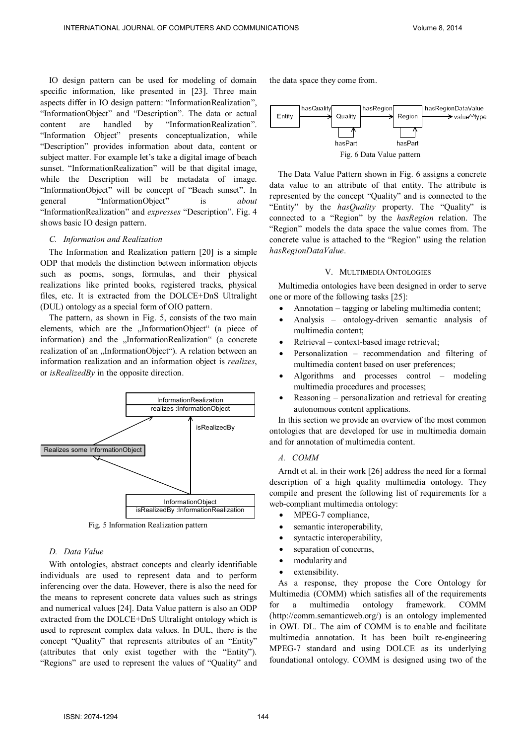IO design pattern can be used for modeling of domain specific information, like presented in [23]. Three main aspects differ in IO design pattern: "InformationRealization", "InformationObject" and "Description". The data or actual content are handled by "InformationRealization". "Information Object" presents conceptualization, while "Description" provides information about data, content or subject matter. For example let's take a digital image of beach sunset. "InformationRealization" will be that digital image, while the Description will be metadata of image. "InformationObject" will be concept of "Beach sunset". In general "InformationObject" is *about* "InformationRealization" and *expresses* "Description". Fig. 4 shows basic IO design pattern.

### C. Information and Realization

The Information and Realization pattern [20] is a simple ODP that models the distinction between information objects such as poems, songs, formulas, and their physical realizations like printed books, registered tracks, physical files, etc. It is extracted from the DOLCE+DnS Ultralight (DUL) ontology as a special form of OIO pattern.

The pattern, as shown in Fig. 5, consists of the two main elements, which are the „InformationObject" (a piece of information) and the „InformationRealization" (a concrete realization of an „InformationObject"). A relation between an information realization and an information object is *realizes*, or *isRealizedBy* in the opposite direction.

Fig. 5 Information Realization pattern

### D. Data Value

With ontologies, abstract concepts and clearly identifiable individuals are used to represent data and to perform inferencing over the data. However, there is also the need for the means to represent concrete data values such as strings and numerical values [24]. Data Value pattern is also an ODP extracted from the DOLCE+DnS Ultralight ontology which is used to represent complex data values. In DUL, there is the concept "Quality" that represents attributes of an "Entity" (attributes that only exist together with the "Entity"). "Regions" are used to represent the values of "Quality" and the data space they come from.

Fig. 6 Data Value pattern

The Data Value Pattern shown in Fig. 6 assigns a concrete data value to an attribute of that entity. The attribute is represented by the concept "Quality" and is connected to the "Entity" by the *hasQuality* property. The "Quality" is connected to a "Region" by the *hasRegion* relation. The "Region" models the data space the value comes from. The concrete value is attached to the "Region" using the relation *hasRegionDataValue*.

## V. Multimedia Ontologies

Multimedia ontologies have been designed in order to serve one or more of the following tasks [25]:

- Annotation – tagging or labeling multimedia content;
- Analysis – ontology-driven semantic analysis of multimedia content;
- Retrieval – context-based image retrieval;
- Personalization – recommendation and filtering of multimedia content based on user preferences;
- Algorithms and processes control – modeling multimedia procedures and processes;
- Reasoning – personalization and retrieval for creating autonomous content applications.

In this section we provide an overview of the most common ontologies that are developed for use in multimedia domain and for annotation of multimedia content.

### A. COMM

Arndt et al. in their work [26] address the need for a formal description of a high quality multimedia ontology. They compile and present the following list of requirements for a web-compliant multimedia ontology:

- MPEG-7 compliance,
- semantic interoperability,
- syntactic interoperability,
- separation of concerns,
- modularity and
- extensibility.

As a response, they propose the Core Ontology for Multimedia (COMM) which satisfies all of the requirements for a multimedia ontology framework. COMM (http://comm.semanticweb.org/) is an ontology implemented in OWL DL. The aim of COMM is to enable and facilitate multimedia annotation. It has been built re-engineering MPEG-7 standard and using DOLCE as its underlying foundational ontology. COMM is designed using two of the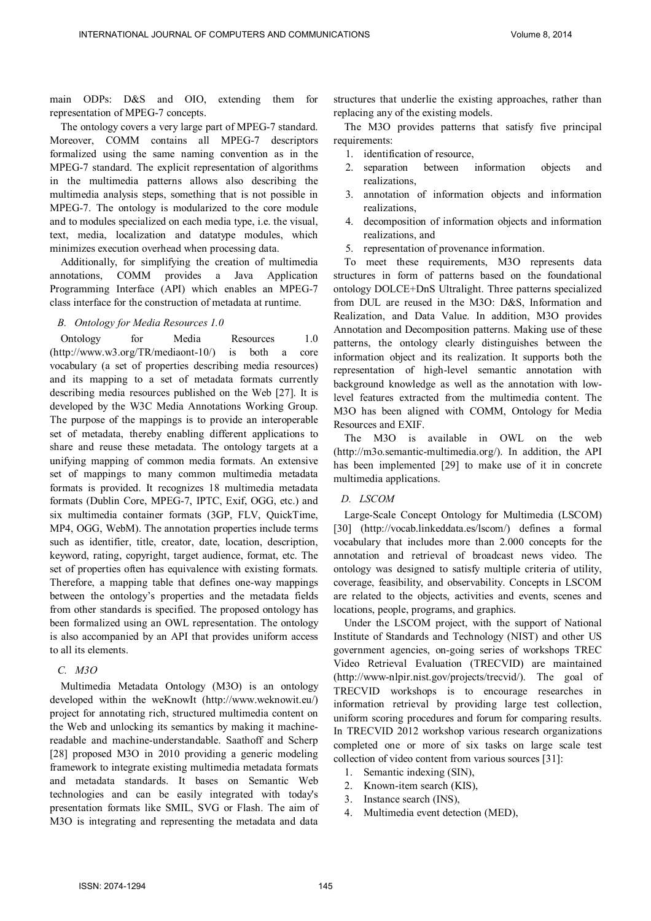main ODPs: D&S and OIO, extending them for representation of MPEG-7 concepts.

The ontology covers a very large part of MPEG-7 standard. Moreover, COMM contains all MPEG-7 descriptors formalized using the same naming convention as in the MPEG-7 standard. The explicit representation of algorithms in the multimedia patterns allows also describing the multimedia analysis steps, something that is not possible in MPEG-7. The ontology is modularized to the core module and to modules specialized on each media type, i.e. the visual, text, media, localization and datatype modules, which minimizes execution overhead when processing data.

Additionally, for simplifying the creation of multimedia annotations, COMM provides a Java Application Programming Interface (API) which enables an MPEG-7 class interface for the construction of metadata at runtime.

### *B. Ontology for Media Resources 1.0*

Ontology for Media Resources 1.0 (http://www.w3.org/TR/mediaont-10/) is both a core vocabulary (a set of properties describing media resources) and its mapping to a set of metadata formats currently describing media resources published on the Web [27]. It is developed by the W3C Media Annotations Working Group. The purpose of the mappings is to provide an interoperable set of metadata, thereby enabling different applications to share and reuse these metadata. The ontology targets at a unifying mapping of common media formats. An extensive set of mappings to many common multimedia metadata formats is provided. It recognizes 18 multimedia metadata formats (Dublin Core, MPEG-7, IPTC, Exif, OGG, etc.) and six multimedia container formats (3GP, FLV, QuickTime, MP4, OGG, WebM). The annotation properties include terms such as identifier, title, creator, date, location, description, keyword, rating, copyright, target audience, format, etc. The set of properties often has equivalence with existing formats. Therefore, a mapping table that defines one-way mappings between the ontology's properties and the metadata fields from other standards is specified. The proposed ontology has been formalized using an OWL representation. The ontology is also accompanied by an API that provides uniform access to all its elements.

### *C. M3O*

Multimedia Metadata Ontology (M3O) is an ontology developed within the weKnowIt (http://www.weknowit.eu/) project for annotating rich, structured multimedia content on the Web and unlocking its semantics by making it machine-readable and machine-understandable. Saathoff and Scherp [28] proposed M3O in 2010 providing a generic modeling framework to integrate existing multimedia metadata formats and metadata standards. It bases on Semantic Web technologies and can be easily integrated with today's presentation formats like SMIL, SVG or Flash. The aim of M3O is integrating and representing the metadata and data structures that underlie the existing approaches, rather than replacing any of the existing models.

The M3O provides patterns that satisfy five principal requirements:

1. identification of resource,
2. separation between information objects and realizations,
3. annotation of information objects and information realizations,
4. decomposition of information objects and information realizations, and
5. representation of provenance information.

To meet these requirements, M3O represents data structures in form of patterns based on the foundational ontology DOLCE+DnS Ultralight. Three patterns specialized from DUL are reused in the M3O: D&S, Information and Realization, and Data Value. In addition, M3O provides Annotation and Decomposition patterns. Making use of these patterns, the ontology clearly distinguishes between the information object and its realization. It supports both the representation of high-level semantic annotation with background knowledge as well as the annotation with low-level features extracted from the multimedia content. The M3O has been aligned with COMM, Ontology for Media Resources and EXIF.

The M3O is available in OWL on the web (http://m3o.semantic-multimedia.org/). In addition, the API has been implemented [29] to make use of it in concrete multimedia applications.

### *D. LSCOM*

Large-Scale Concept Ontology for Multimedia (LSCOM) [30] (http://vocab.linkeddata.es/lscom/) defines a formal vocabulary that includes more than 2.000 concepts for the annotation and retrieval of broadcast news video. The ontology was designed to satisfy multiple criteria of utility, coverage, feasibility, and observability. Concepts in LSCOM are related to the objects, activities and events, scenes and locations, people, programs, and graphics.

Under the LSCOM project, with the support of National Institute of Standards and Technology (NIST) and other US government agencies, on-going series of workshops TREC Video Retrieval Evaluation (TRECVID) are maintained (http://www-nlpir.nist.gov/projects/trecvid/). The goal of TRECVID workshops is to encourage researches in information retrieval by providing large test collection, uniform scoring procedures and forum for comparing results. In TRECVID 2012 workshop various research organizations completed one or more of six tasks on large scale test collection of video content from various sources [31]:

1. Semantic indexing (SIN),
2. Known-item search (KIS),
3. Instance search (INS),
4. Multimedia event detection (MED),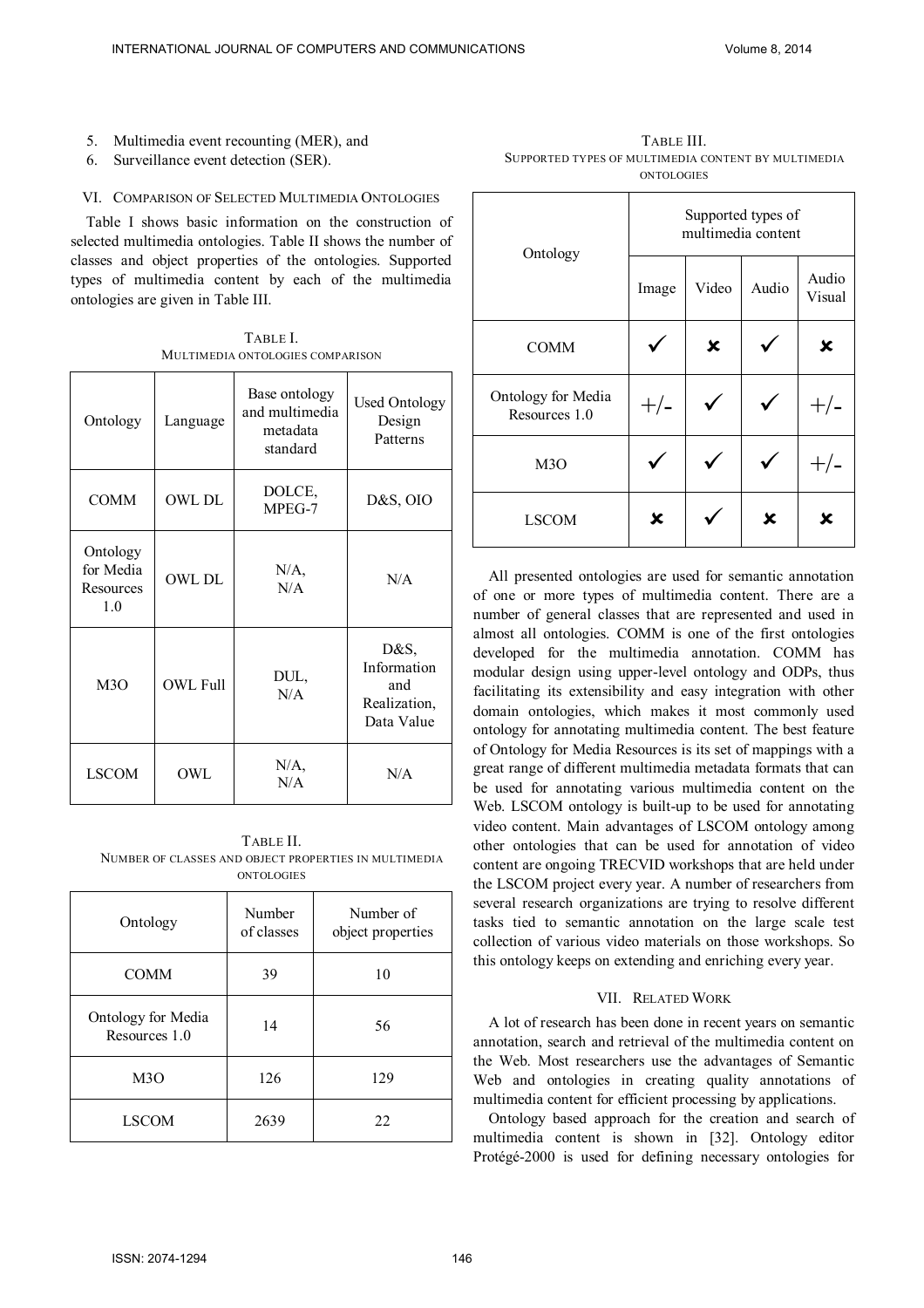5. Multimedia event recounting (MER), and
6. Surveillance event detection (SER).

## VI. Comparison of Selected Multimedia Ontologies

Table I shows basic information on the construction of selected multimedia ontologies. Table II shows the number of classes and object properties of the ontologies. Supported types of multimedia content by each of the multimedia ontologies are given in Table III.

TABLE I.
MULTIMEDIA ONTOLOGIES COMPARISON

| Ontology | Language | Base ontology and multimedia metadata standard | Used Ontology Design Patterns |
|---|---|---|---|
| COMM | OWL DL | DOLCE, MPEG-7 | D&S, OIO |
| Ontology for Media Resources 1.0 | OWL DL | N/A, N/A | N/A |
| M3O | OWL Full | DUL, N/A | D&S, Information and Realization, Data Value |
| LSCOM | OWL | N/A, N/A | N/A |

TABLE II.
NUMBER OF CLASSES AND OBJECT PROPERTIES IN MULTIMEDIA ONTOLOGIES

| Ontology | Number of classes | Number of object properties |
|---|---|---|
| COMM | 39 | 10 |
| Ontology for Media Resources 1.0 | 14 | 56 |
| M3O | 126 | 129 |
| LSCOM | 2639 | 22 |

TABLE III.
SUPPORTED TYPES OF MULTIMEDIA CONTENT BY MULTIMEDIA ONTOLOGIES

| Ontology | Supported types of multimedia content | | | |
|---|---|---|---|---|
| | Image | Video | Audio | Audio Visual |
| COMM | ✓ | ✗ | ✓ | ✗ |
| Ontology for Media Resources 1.0 | +/- | ✓ | ✓ | +/- |
| M3O | ✓ | ✓ | ✓ | +/- |
| LSCOM | ✗ | ✓ | ✗ | ✗ |

All presented ontologies are used for semantic annotation of one or more types of multimedia content. There are a number of general classes that are represented and used in almost all ontologies. COMM is one of the first ontologies developed for the multimedia annotation. COMM has modular design using upper-level ontology and ODPs, thus facilitating its extensibility and easy integration with other domain ontologies, which makes it most commonly used ontology for annotating multimedia content. The best feature of Ontology for Media Resources is its set of mappings with a great range of different multimedia metadata formats that can be used for annotating various multimedia content on the Web. LSCOM ontology is built-up to be used for annotating video content. Main advantages of LSCOM ontology among other ontologies that can be used for annotation of video content are ongoing TRECVID workshops that are held under the LSCOM project every year. A number of researchers from several research organizations are trying to resolve different tasks tied to semantic annotation on the large scale test collection of various video materials on those workshops. So this ontology keeps on extending and enriching every year.

## VII. Related Work

A lot of research has been done in recent years on semantic annotation, search and retrieval of the multimedia content on the Web. Most researchers use the advantages of Semantic Web and ontologies in creating quality annotations of multimedia content for efficient processing by applications.

Ontology based approach for the creation and search of multimedia content is shown in [32]. Ontology editor Protégé-2000 is used for defining necessary ontologies for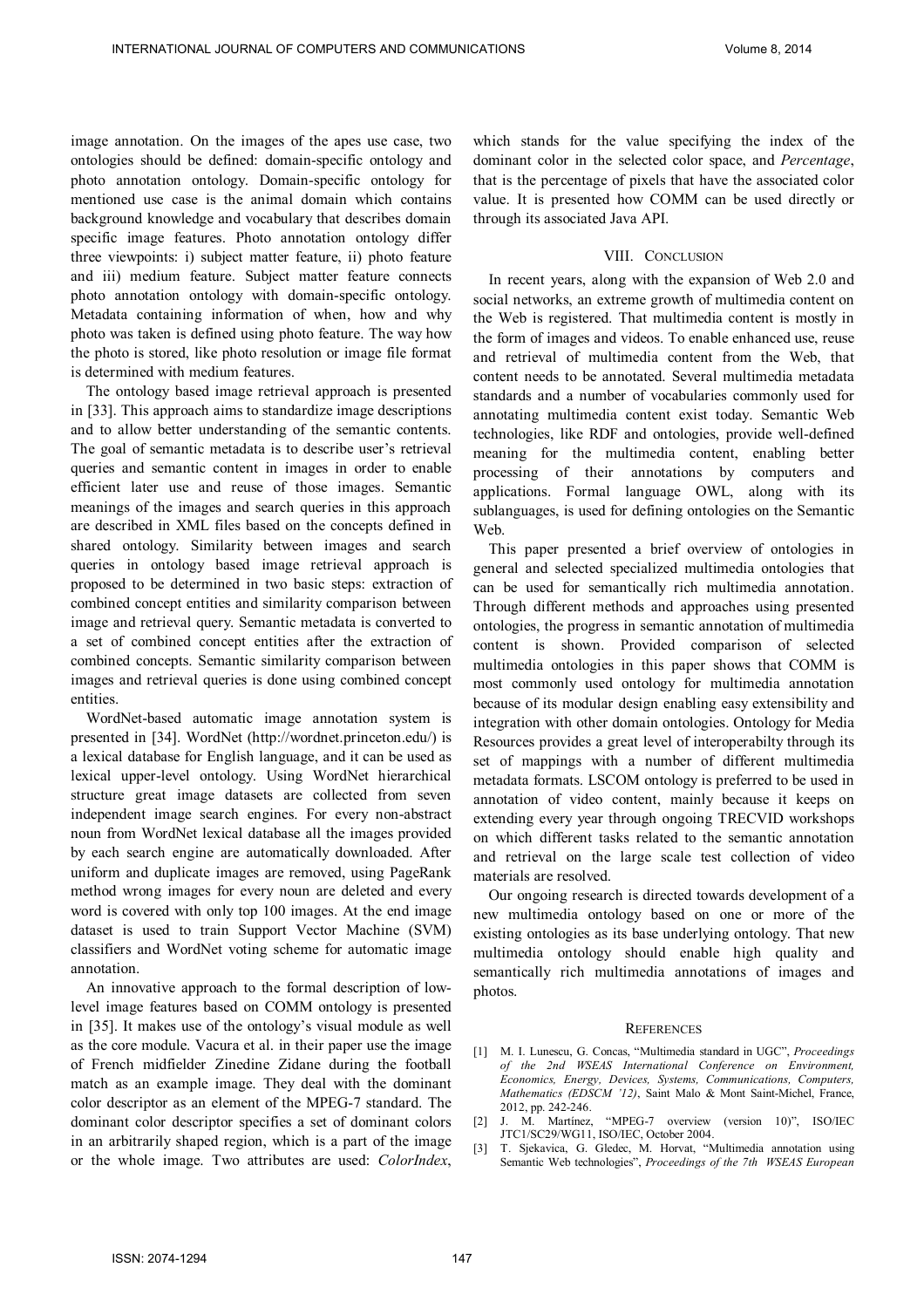image annotation. On the images of the apes use case, two ontologies should be defined: domain-specific ontology and photo annotation ontology. Domain-specific ontology for mentioned use case is the animal domain which contains background knowledge and vocabulary that describes domain specific image features. Photo annotation ontology differ three viewpoints: i) subject matter feature, ii) photo feature and iii) medium feature. Subject matter feature connects photo annotation ontology with domain-specific ontology. Metadata containing information of when, how and why photo was taken is defined using photo feature. The way how the photo is stored, like photo resolution or image file format is determined with medium features.

The ontology based image retrieval approach is presented in [33]. This approach aims to standardize image descriptions and to allow better understanding of the semantic contents. The goal of semantic metadata is to describe user's retrieval queries and semantic content in images in order to enable efficient later use and reuse of those images. Semantic meanings of the images and search queries in this approach are described in XML files based on the concepts defined in shared ontology. Similarity between images and search queries in ontology based image retrieval approach is proposed to be determined in two basic steps: extraction of combined concept entities and similarity comparison between image and retrieval query. Semantic metadata is converted to a set of combined concept entities after the extraction of combined concepts. Semantic similarity comparison between images and retrieval queries is done using combined concept entities.

WordNet-based automatic image annotation system is presented in [34]. WordNet (http://wordnet.princeton.edu/) is a lexical database for English language, and it can be used as lexical upper-level ontology. Using WordNet hierarchical structure great image datasets are collected from seven independent image search engines. For every non-abstract noun from WordNet lexical database all the images provided by each search engine are automatically downloaded. After uniform and duplicate images are removed, using PageRank method wrong images for every noun are deleted and every word is covered with only top 100 images. At the end image dataset is used to train Support Vector Machine (SVM) classifiers and WordNet voting scheme for automatic image annotation.

An innovative approach to the formal description of low-level image features based on COMM ontology is presented in [35]. It makes use of the ontology's visual module as well as the core module. Vacura et al. in their paper use the image of French midfielder Zinedine Zidane during the football match as an example image. They deal with the dominant color descriptor as an element of the MPEG-7 standard. The dominant color descriptor specifies a set of dominant colors in an arbitrarily shaped region, which is a part of the image or the whole image. Two attributes are used: *ColorIndex*, which stands for the value specifying the index of the dominant color in the selected color space, and *Percentage*, that is the percentage of pixels that have the associated color value. It is presented how COMM can be used directly or through its associated Java API.

## VIII. Conclusion

In recent years, along with the expansion of Web 2.0 and social networks, an extreme growth of multimedia content on the Web is registered. That multimedia content is mostly in the form of images and videos. To enable enhanced use, reuse and retrieval of multimedia content from the Web, that content needs to be annotated. Several multimedia metadata standards and a number of vocabularies commonly used for annotating multimedia content exist today. Semantic Web technologies, like RDF and ontologies, provide well-defined meaning for the multimedia content, enabling better processing of their annotations by computers and applications. Formal language OWL, along with its sublanguages, is used for defining ontologies on the Semantic Web.

This paper presented a brief overview of ontologies in general and selected specialized multimedia ontologies that can be used for semantically rich multimedia annotation. Through different methods and approaches using presented ontologies, the progress in semantic annotation of multimedia content is shown. Provided comparison of selected multimedia ontologies in this paper shows that COMM is most commonly used ontology for multimedia annotation because of its modular design enabling easy extensibility and integration with other domain ontologies. Ontology for Media Resources provides a great level of interoperabilty through its set of mappings with a number of different multimedia metadata formats. LSCOM ontology is preferred to be used in annotation of video content, mainly because it keeps on extending every year through ongoing TRECVID workshops on which different tasks related to the semantic annotation and retrieval on the large scale test collection of video materials are resolved.

Our ongoing research is directed towards development of a new multimedia ontology based on one or more of the existing ontologies as its base underlying ontology. That new multimedia ontology should enable high quality and semantically rich multimedia annotations of images and photos.

## References

[1] M. I. Lunescu, G. Concas, "Multimedia standard in UGC", *Proceedings of the 2nd WSEAS International Conference on Environment, Economics, Energy, Devices, Systems, Communications, Computers, Mathematics (EDSCM '12)*, Saint Malo & Mont Saint-Michel, France, 2012, pp. 242-246.

[2] J. M. Martínez, "MPEG-7 overview (version 10)", ISO/IEC JTC1/SC29/WG11, ISO/IEC, October 2004.

[3] T. Sjekavica, G. Gledec, M. Horvat, "Multimedia annotation using Semantic Web technologies", *Proceedings of the 7th WSEAS European*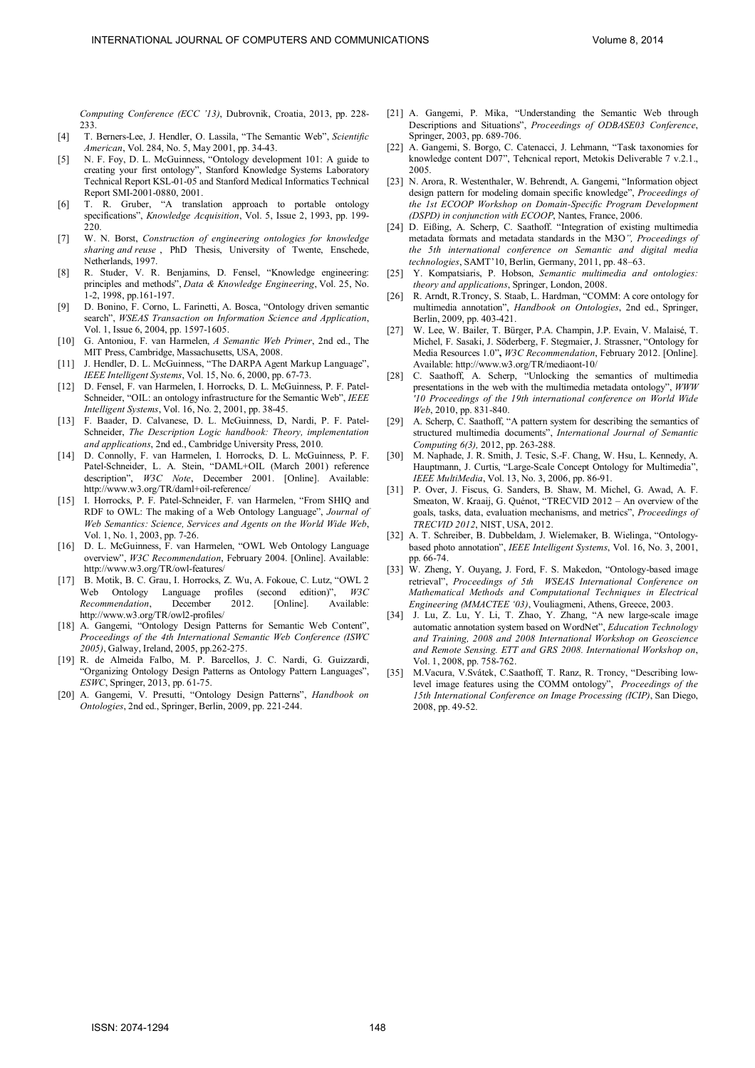*Computing Conference (ECC '13)*, Dubrovnik, Croatia, 2013, pp. 228-233.

[4] T. Berners-Lee, J. Hendler, O. Lassila, "The Semantic Web", *Scientific American*, Vol. 284, No. 5, May 2001, pp. 34-43.

[5] N. F. Foy, D. L. McGuinness, "Ontology development 101: A guide to creating your first ontology", Stanford Knowledge Systems Laboratory Technical Report KSL-01-05 and Stanford Medical Informatics Technical Report SMI-2001-0880, 2001.

[6] T. R. Gruber, "A translation approach to portable ontology specifications", *Knowledge Acquisition*, Vol. 5, Issue 2, 1993, pp. 199-220.

[7] W. N. Borst, *Construction of engineering ontologies for knowledge sharing and reuse* , PhD Thesis, University of Twente, Enschede, Netherlands, 1997.

[8] R. Studer, V. R. Benjamins, D. Fensel, "Knowledge engineering: principles and methods", *Data & Knowledge Engineering*, Vol. 25, No. 1-2, 1998, pp.161-197.

[9] D. Bonino, F. Corno, L. Farinetti, A. Bosca, "Ontology driven semantic search", *WSEAS Transaction on Information Science and Application*, Vol. 1, Issue 6, 2004, pp. 1597-1605.

[10] G. Antoniou, F. van Harmelen, *A Semantic Web Primer*, 2nd ed., The MIT Press, Cambridge, Massachusetts, USA, 2008.

[11] J. Hendler, D. L. McGuinness, "The DARPA Agent Markup Language", *IEEE Intelligent Systems*, Vol. 15, No. 6, 2000, pp. 67-73.

[12] D. Fensel, F. van Harmelen, I. Horrocks, D. L. McGuinness, P. F. Patel-Schneider, "OIL: an ontology infrastructure for the Semantic Web", *IEEE Intelligent Systems*, Vol. 16, No. 2, 2001, pp. 38-45.

[13] F. Baader, D. Calvanese, D. L. McGuinness, D, Nardi, P. F. Patel-Schneider, *The Description Logic handbook: Theory, implementation and applications*, 2nd ed., Cambridge University Press, 2010.

[14] D. Connolly, F. van Harmelen, I. Horrocks, D. L. McGuinness, P. F. Patel-Schneider, L. A. Stein, "DAML+OIL (March 2001) reference description", *W3C Note*, December 2001. [Online]. Available: http://www.w3.org/TR/daml+oil-reference/

[15] I. Horrocks, P. F. Patel-Schneider, F. van Harmelen, "From SHIQ and RDF to OWL: The making of a Web Ontology Language", *Journal of Web Semantics: Science, Services and Agents on the World Wide Web*, Vol. 1, No. 1, 2003, pp. 7-26.

[16] D. L. McGuinness, F. van Harmelen, "OWL Web Ontology Language overview", *W3C Recommendation*, February 2004. [Online]. Available: http://www.w3.org/TR/owl-features/

[17] B. Motik, B. C. Grau, I. Horrocks, Z. Wu, A. Fokoue, C. Lutz, "OWL 2 Web Ontology Language profiles (second edition)", *W3C Recommendation*, December 2012. [Online]. Available: http://www.w3.org/TR/owl2-profiles/

[18] A. Gangemi, "Ontology Design Patterns for Semantic Web Content", *Proceedings of the 4th International Semantic Web Conference (ISWC 2005)*, Galway, Ireland, 2005, pp.262-275.

[19] R. de Almeida Falbo, M. P. Barcellos, J. C. Nardi, G. Guizzardi, "Organizing Ontology Design Patterns as Ontology Pattern Languages", *ESWC*, Springer, 2013, pp. 61-75.

[20] A. Gangemi, V. Presutti, "Ontology Design Patterns", *Handbook on Ontologies*, 2nd ed., Springer, Berlin, 2009, pp. 221-244.

[21] A. Gangemi, P. Mika, "Understanding the Semantic Web through Descriptions and Situations", *Proceedings of ODBASE03 Conference*, Springer, 2003, pp. 689-706.

[22] A. Gangemi, S. Borgo, C. Catenacci, J. Lehmann, "Task taxonomies for knowledge content D07", Tehcnical report, Metokis Deliverable 7 v.2.1., 2005.

[23] N. Arora, R. Westenthaler, W. Behrendt, A. Gangemi, "Information object design pattern for modeling domain specific knowledge", *Proceedings of the 1st ECOOP Workshop on Domain-Specific Program Development (DSPD) in conjunction with ECOOP*, Nantes, France, 2006.

[24] D. Eißing, A. Scherp, C. Saathoff. "Integration of existing multimedia metadata formats and metadata standards in the M3O*", Proceedings of the 5th international conference on Semantic and digital media technologies*, SAMT'10, Berlin, Germany, 2011, pp. 48–63.

[25] Y. Kompatsiaris, P. Hobson, *Semantic multimedia and ontologies: theory and applications*, Springer, London, 2008.

[26] R. Arndt, R.Troncy, S. Staab, L. Hardman, "COMM: A core ontology for multimedia annotation", *Handbook on Ontologies*, 2nd ed., Springer, Berlin, 2009, pp. 403-421.

[27] W. Lee, W. Bailer, T. Bürger, P.A. Champin, J.P. Evain, V. Malaisé, T. Michel, F. Sasaki, J. Söderberg, F. Stegmaier, J. Strassner, "Ontology for Media Resources 1.0", *W3C Recommendation*, February 2012. [Online]. Available: http://www.w3.org/TR/mediaont-10/

[28] C. Saathoff, A. Scherp, "Unlocking the semantics of multimedia presentations in the web with the multimedia metadata ontology", *WWW '10 Proceedings of the 19th international conference on World Wide Web*, 2010, pp. 831-840.

[29] A. Scherp, C. Saathoff, "A pattern system for describing the semantics of structured multimedia documents", *International Journal of Semantic Computing 6(3),* 2012, pp. 263-288.

[30] M. Naphade, J. R. Smith, J. Tesic, S.-F. Chang, W. Hsu, L. Kennedy, A. Hauptmann, J. Curtis, "Large-Scale Concept Ontology for Multimedia", *IEEE MultiMedia*, Vol. 13, No. 3, 2006, pp. 86-91.

[31] P. Over, J. Fiscus, G. Sanders, B. Shaw, M. Michel, G. Awad, A. F. Smeaton, W. Kraaij, G. Quénot, "TRECVID 2012 – An overview of the goals, tasks, data, evaluation mechanisms, and metrics", *Proceedings of TRECVID 2012*, NIST, USA, 2012.

[32] A. T. Schreiber, B. Dubbeldam, J. Wielemaker, B. Wielinga, "Ontology-based photo annotation", *IEEE Intelligent Systems*, Vol. 16, No. 3, 2001, pp. 66-74.

[33] W. Zheng, Y. Ouyang, J. Ford, F. S. Makedon, "Ontology-based image retrieval", *Proceedings of 5th WSEAS International Conference on Mathematical Methods and Computational Techniques in Electrical Engineering (MMACTEE '03)*, Vouliagmeni, Athens, Greece, 2003.

[34] J. Lu, Z. Lu, Y. Li, T. Zhao, Y. Zhang, "A new large-scale image automatic annotation system based on WordNet", *Education Technology and Training, 2008 and 2008 International Workshop on Geoscience and Remote Sensing. ETT and GRS 2008. International Workshop on*, Vol. 1, 2008, pp. 758-762.

[35] M.Vacura, V.Svátek, C.Saathoff, T. Ranz, R. Troncy, "Describing low-level image features using the COMM ontology", *Proceedings of the 15th International Conference on Image Processing (ICIP)*, San Diego, 2008, pp. 49-52.